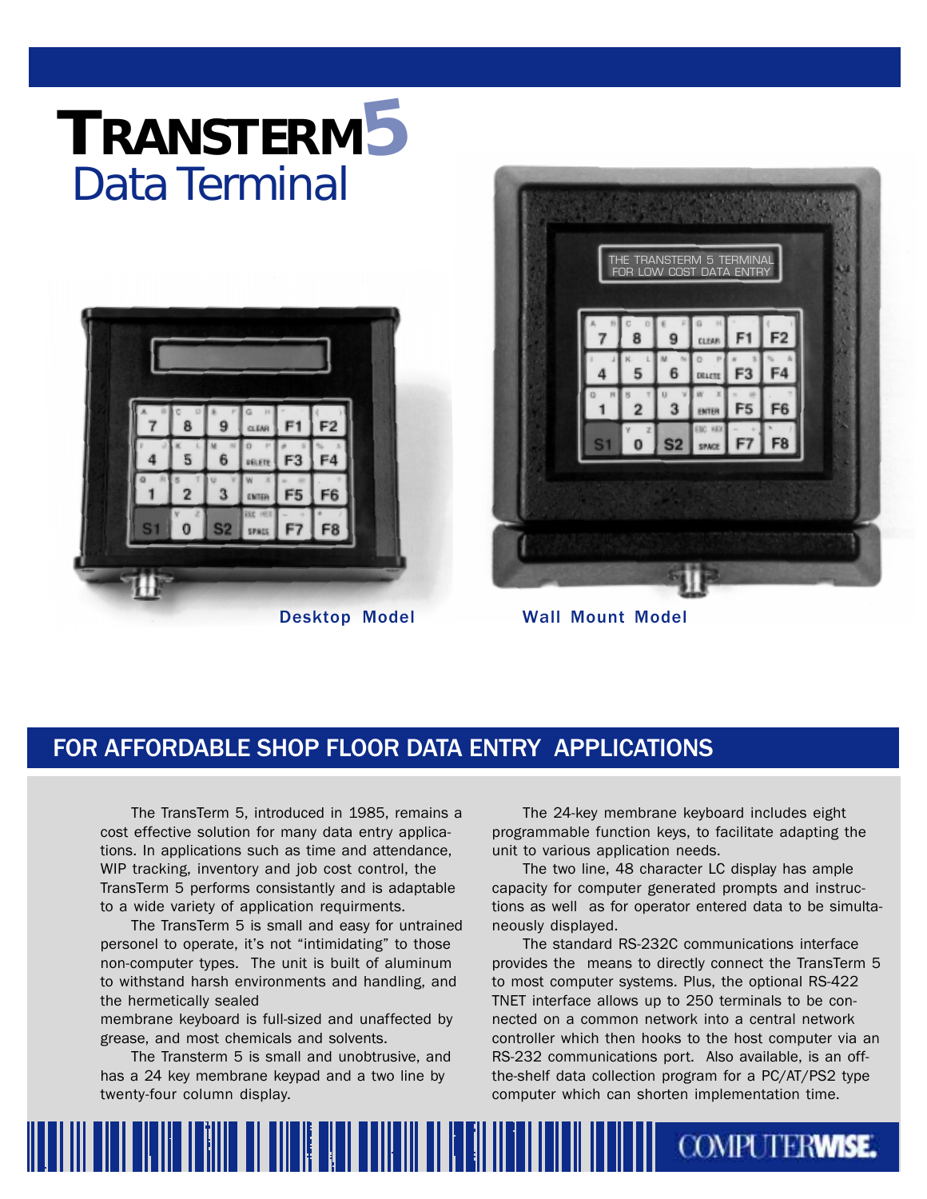# TRANSTERM5
## Data Terminal

Desktop Model

Wall Mount Model

## FOR AFFORDABLE SHOP FLOOR DATA ENTRY APPLICATIONS

The TransTerm 5, introduced in 1985, remains a cost effective solution for many data entry applications. In applications such as time and attendance, WIP tracking, inventory and job cost control, the TransTerm 5 performs consistantly and is adaptable to a wide variety of application requirments.

The TransTerm 5 is small and easy for untrained personel to operate, it's not "intimidating" to those non-computer types. The unit is built of aluminum to withstand harsh environments and handling, and the hermetically sealed membrane keyboard is full-sized and unaffected by grease, and most chemicals and solvents.

The Transterm 5 is small and unobtrusive, and has a 24 key membrane keypad and a two line by twenty-four column display.

The 24-key membrane keyboard includes eight programmable function keys, to facilitate adapting the unit to various application needs.

The two line, 48 character LC display has ample capacity for computer generated prompts and instructions as well as for operator entered data to be simultaneously displayed.

The standard RS-232C communications interface provides the means to directly connect the TransTerm 5 to most computer systems. Plus, the optional RS-422 TNET interface allows up to 250 terminals to be connected on a common network into a central network controller which then hooks to the host computer via an RS-232 communications port. Also available, is an off-the-shelf data collection program for a PC/AT/PS2 type computer which can shorten implementation time.

COMPUTERWISE.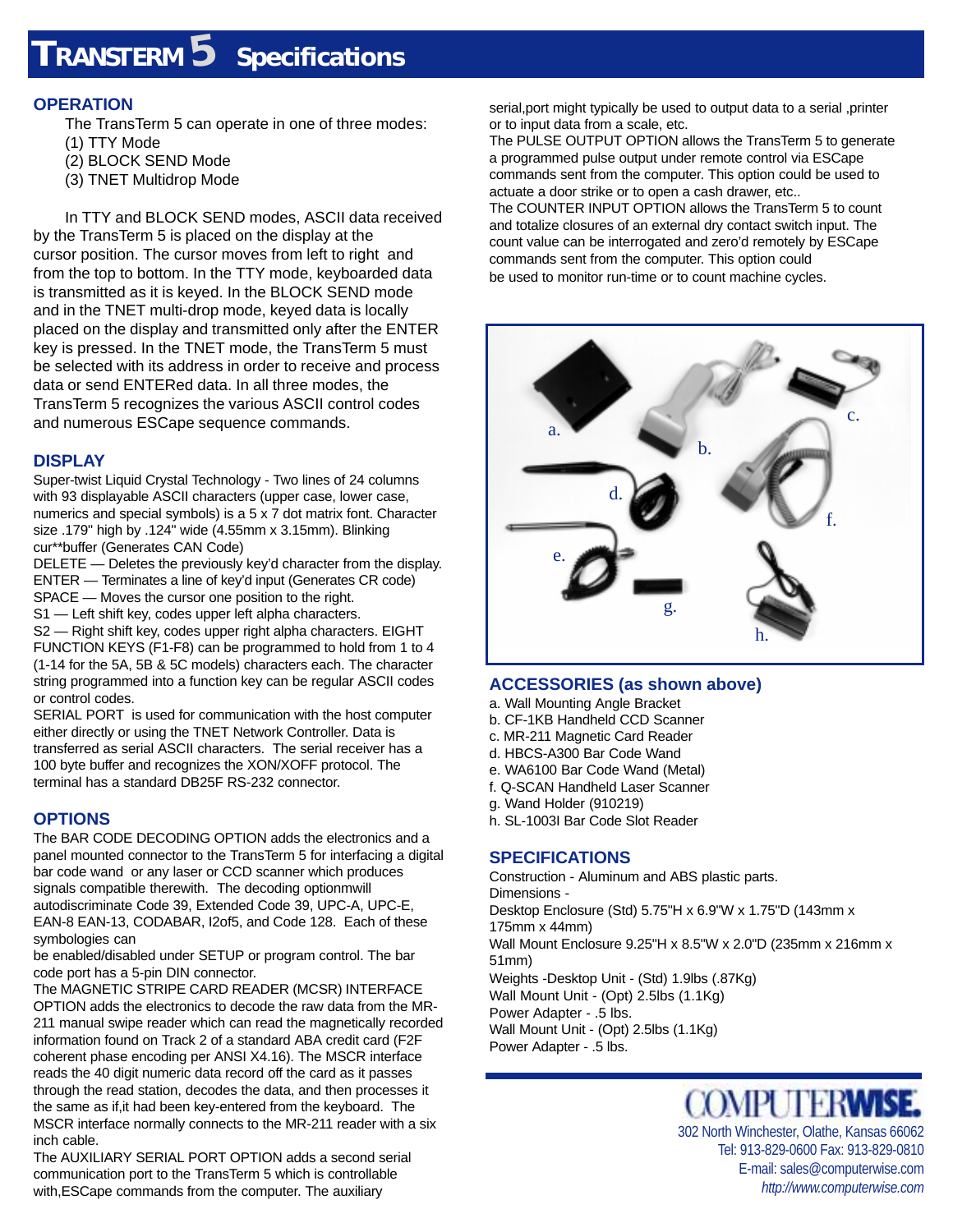# TRANSTERM 5 Specifications

## OPERATION

The TransTerm 5 can operate in one of three modes:
(1) TTY Mode
(2) BLOCK SEND Mode
(3) TNET Multidrop Mode

In TTY and BLOCK SEND modes, ASCII data received by the TransTerm 5 is placed on the display at the cursor position. The cursor moves from left to right and from the top to bottom. In the TTY mode, keyboarded data is transmitted as it is keyed. In the BLOCK SEND mode and in the TNET multi-drop mode, keyed data is locally placed on the display and transmitted only after the ENTER key is pressed. In the TNET mode, the TransTerm 5 must be selected with its address in order to receive and process data or send ENTERed data. In all three modes, the TransTerm 5 recognizes the various ASCII control codes and numerous ESCape sequence commands.

## DISPLAY

Super-twist Liquid Crystal Technology - Two lines of 24 columns with 93 displayable ASCII characters (upper case, lower case, numerics and special symbols) is a 5 x 7 dot matrix font. Character size .179" high by .124" wide (4.55mm x 3.15mm). Blinking cur**buffer (Generates CAN Code)
DELETE — Deletes the previously key'd character from the display.
ENTER — Terminates a line of key'd input (Generates CR code)
SPACE — Moves the cursor one position to the right.
S1 — Left shift key, codes upper left alpha characters.
S2 — Right shift key, codes upper right alpha characters. EIGHT FUNCTION KEYS (F1-F8) can be programmed to hold from 1 to 4 (1-14 for the 5A, 5B & 5C models) characters each. The character string programmed into a function key can be regular ASCII codes or control codes.
SERIAL PORT is used for communication with the host computer either directly or using the TNET Network Controller. Data is transferred as serial ASCII characters. The serial receiver has a 100 byte buffer and recognizes the XON/XOFF protocol. The terminal has a standard DB25F RS-232 connector.

## OPTIONS

The BAR CODE DECODING OPTION adds the electronics and a panel mounted connector to the TransTerm 5 for interfacing a digital bar code wand or any laser or CCD scanner which produces signals compatible therewith. The decoding optionmwill autodiscriminate Code 39, Extended Code 39, UPC-A, UPC-E, EAN-8 EAN-13, CODABAR, I2of5, and Code 128. Each of these symbologies can
be enabled/disabled under SETUP or program control. The bar code port has a 5-pin DIN connector.
The MAGNETIC STRIPE CARD READER (MCSR) INTERFACE OPTION adds the electronics to decode the raw data from the MR-211 manual swipe reader which can read the magnetically recorded information found on Track 2 of a standard ABA credit card (F2F coherent phase encoding per ANSI X4.16). The MSCR interface reads the 40 digit numeric data record off the card as it passes through the read station, decodes the data, and then processes it the same as if,it had been key-entered from the keyboard. The MSCR interface normally connects to the MR-211 reader with a six inch cable.
The AUXILIARY SERIAL PORT OPTION adds a second serial communication port to the TransTerm 5 which is controllable with,ESCape commands from the computer. The auxiliary serial,port might typically be used to output data to a serial ,printer or to input data from a scale, etc.
The PULSE OUTPUT OPTION allows the TransTerm 5 to generate a programmed pulse output under remote control via ESCape commands sent from the computer. This option could be used to actuate a door strike or to open a cash drawer, etc..
The COUNTER INPUT OPTION allows the TransTerm 5 to count and totalize closures of an external dry contact switch input. The count value can be interrogated and zero'd remotely by ESCape commands sent from the computer. This option could be used to monitor run-time or to count machine cycles.

a. b. c. d. e. f. g. h.

## ACCESSORIES (as shown above)

a. Wall Mounting Angle Bracket
b. CF-1KB Handheld CCD Scanner
c. MR-211 Magnetic Card Reader
d. HBCS-A300 Bar Code Wand
e. WA6100 Bar Code Wand (Metal)
f. Q-SCAN Handheld Laser Scanner
g. Wand Holder (910219)
h. SL-1003I Bar Code Slot Reader

## SPECIFICATIONS

Construction - Aluminum and ABS plastic parts.
Dimensions -
Desktop Enclosure (Std) 5.75"H x 6.9"W x 1.75"D (143mm x 175mm x 44mm)
Wall Mount Enclosure 9.25"H x 8.5"W x 2.0"D (235mm x 216mm x 51mm)
Weights -Desktop Unit - (Std) 1.9lbs (.87Kg)
Wall Mount Unit - (Opt) 2.5lbs (1.1Kg)
Power Adapter - .5 lbs.
Wall Mount Unit - (Opt) 2.5lbs (1.1Kg)
Power Adapter - .5 lbs.

**COMPUTERWISE.**
302 North Winchester, Olathe, Kansas 66062
Tel: 913-829-0600 Fax: 913-829-0810
E-mail: sales@computerwise.com
*http://www.computerwise.com*